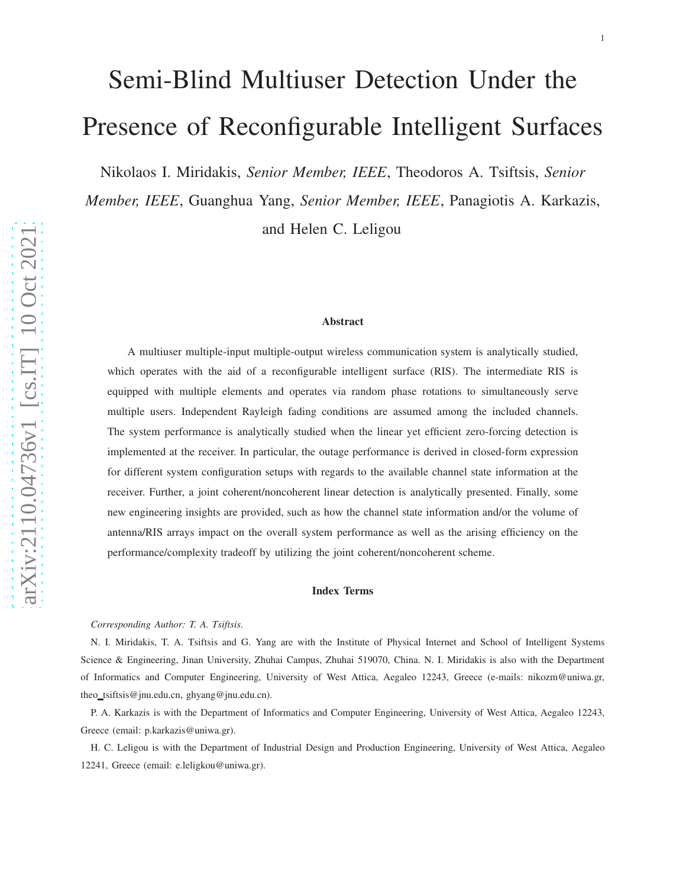# Semi-Blind Multiuser Detection Under the Presence of Reconfigurable Intelligent Surfaces

Nikolaos I. Miridakis, *Senior Member, IEEE*, Theodoros A. Tsiftsis, *Senior Member, IEEE*, Guanghua Yang, *Senior Member, IEEE*, Panagiotis A. Karkazis, and Helen C. Leligou

### Abstract

A multiuser multiple-input multiple-output wireless communication system is analytically studied, which operates with the aid of a reconfigurable intelligent surface (RIS). The intermediate RIS is equipped with multiple elements and operates via random phase rotations to simultaneously serve multiple users. Independent Rayleigh fading conditions are assumed among the included channels. The system performance is analytically studied when the linear yet efficient zero-forcing detection is implemented at the receiver. In particular, the outage performance is derived in closed-form expression for different system configuration setups with regards to the available channel state information at the receiver. Further, a joint coherent/noncoherent linear detection is analytically presented. Finally, some new engineering insights are provided, such as how the channel state information and/or the volume of antenna/RIS arrays impact on the overall system performance as well as the arising efficiency on the performance/complexity tradeoff by utilizing the joint coherent/noncoherent scheme.

### Index Terms

*Corresponding Author: T. A. Tsiftsis.*

N. I. Miridakis, T. A. Tsiftsis and G. Yang are with the Institute of Physical Internet and School of Intelligent Systems Science & Engineering, Jinan University, Zhuhai Campus, Zhuhai 519070, China. N. I. Miridakis is also with the Department of Informatics and Computer Engineering, University of West Attica, Aegaleo 12243, Greece (e-mails: nikozm@uniwa.gr, theo_tsiftsis@jnu.edu.cn, ghyang@jnu.edu.cn).

P. A. Karkazis is with the Department of Informatics and Computer Engineering, University of West Attica, Aegaleo 12243, Greece (email: p.karkazis@uniwa.gr).

H. C. Leligou is with the Department of Industrial Design and Production Engineering, University of West Attica, Aegaleo 12241, Greece (email: e.leligkou@uniwa.gr).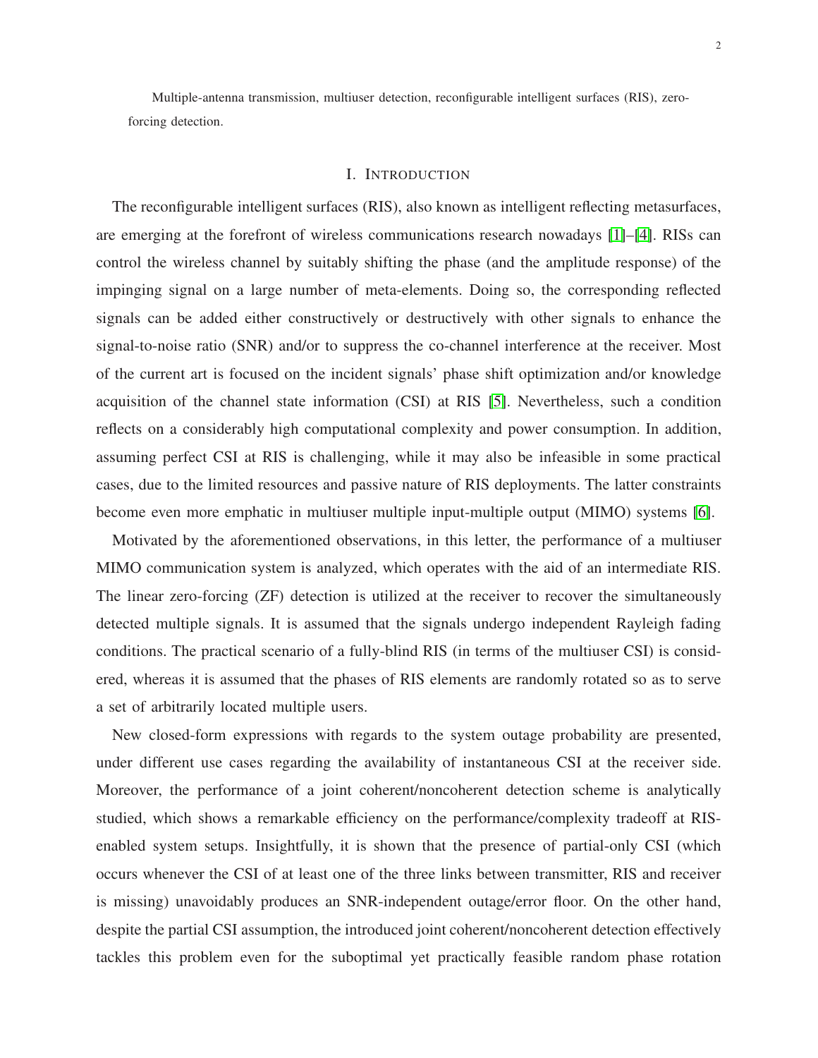Multiple-antenna transmission, multiuser detection, reconfigurable intelligent surfaces (RIS), zero-forcing detection.

## I. Introduction

The reconfigurable intelligent surfaces (RIS), also known as intelligent reflecting metasurfaces, are emerging at the forefront of wireless communications research nowadays [1]–[4]. RISs can control the wireless channel by suitably shifting the phase (and the amplitude response) of the impinging signal on a large number of meta-elements. Doing so, the corresponding reflected signals can be added either constructively or destructively with other signals to enhance the signal-to-noise ratio (SNR) and/or to suppress the co-channel interference at the receiver. Most of the current art is focused on the incident signals' phase shift optimization and/or knowledge acquisition of the channel state information (CSI) at RIS [5]. Nevertheless, such a condition reflects on a considerably high computational complexity and power consumption. In addition, assuming perfect CSI at RIS is challenging, while it may also be infeasible in some practical cases, due to the limited resources and passive nature of RIS deployments. The latter constraints become even more emphatic in multiuser multiple input-multiple output (MIMO) systems [6].

Motivated by the aforementioned observations, in this letter, the performance of a multiuser MIMO communication system is analyzed, which operates with the aid of an intermediate RIS. The linear zero-forcing (ZF) detection is utilized at the receiver to recover the simultaneously detected multiple signals. It is assumed that the signals undergo independent Rayleigh fading conditions. The practical scenario of a fully-blind RIS (in terms of the multiuser CSI) is considered, whereas it is assumed that the phases of RIS elements are randomly rotated so as to serve a set of arbitrarily located multiple users.

New closed-form expressions with regards to the system outage probability are presented, under different use cases regarding the availability of instantaneous CSI at the receiver side. Moreover, the performance of a joint coherent/noncoherent detection scheme is analytically studied, which shows a remarkable efficiency on the performance/complexity tradeoff at RIS-enabled system setups. Insightfully, it is shown that the presence of partial-only CSI (which occurs whenever the CSI of at least one of the three links between transmitter, RIS and receiver is missing) unavoidably produces an SNR-independent outage/error floor. On the other hand, despite the partial CSI assumption, the introduced joint coherent/noncoherent detection effectively tackles this problem even for the suboptimal yet practically feasible random phase rotation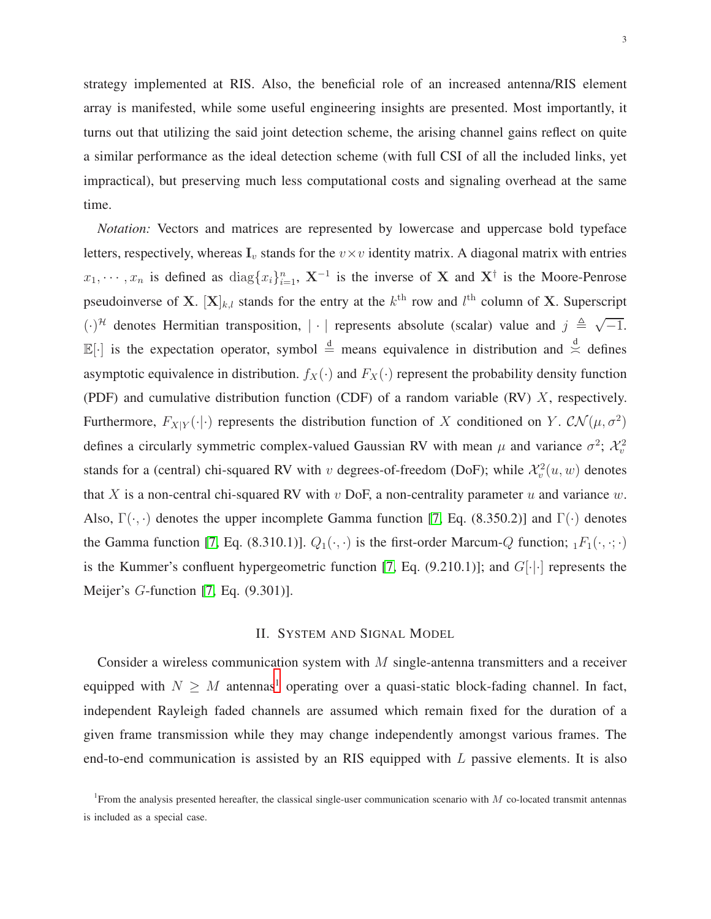strategy implemented at RIS. Also, the beneficial role of an increased antenna/RIS element array is manifested, while some useful engineering insights are presented. Most importantly, it turns out that utilizing the said joint detection scheme, the arising channel gains reflect on quite a similar performance as the ideal detection scheme (with full CSI of all the included links, yet impractical), but preserving much less computational costs and signaling overhead at the same time.

*Notation:* Vectors and matrices are represented by lowercase and uppercase bold typeface letters, respectively, whereas $\mathbf{I}_v$ stands for the $v \times v$ identity matrix. A diagonal matrix with entries $x_1, \cdots, x_n$ is defined as $\text{diag}\{x_i\}_{i=1}^{n}$, $\mathbf{X}^{-1}$ is the inverse of $\mathbf{X}$ and $\mathbf{X}^{\dagger}$ is the Moore-Penrose pseudoinverse of $\mathbf{X}$. $[\mathbf{X}]_{k,l}$ stands for the entry at the $k^{\text{th}}$ row and $l^{\text{th}}$ column of $\mathbf{X}$. Superscript $(\cdot)^{\mathcal{H}}$ denotes Hermitian transposition, $|\cdot|$ represents absolute (scalar) value and $j \triangleq \sqrt{-1}$. $\mathbb{E}[\cdot]$ is the expectation operator, symbol $\overset{\text{d}}{=}$ means equivalence in distribution and $\overset{\text{d}}{\asymp}$ defines asymptotic equivalence in distribution. $f_X(\cdot)$ and $F_X(\cdot)$ represent the probability density function (PDF) and cumulative distribution function (CDF) of a random variable (RV) $X$, respectively. Furthermore, $F_{X|Y}(\cdot|\cdot)$ represents the distribution function of $X$ conditioned on $Y$. $\mathcal{CN}(\mu, \sigma^2)$ defines a circularly symmetric complex-valued Gaussian RV with mean $\mu$ and variance $\sigma^2$; $\mathcal{X}_v^2$ stands for a (central) chi-squared RV with $v$ degrees-of-freedom (DoF); while $\mathcal{X}_v^2(u, w)$ denotes that $X$ is a non-central chi-squared RV with $v$ DoF, a non-centrality parameter $u$ and variance $w$. Also, $\Gamma(\cdot, \cdot)$ denotes the upper incomplete Gamma function [7, Eq. (8.350.2)] and $\Gamma(\cdot)$ denotes the Gamma function [7, Eq. (8.310.1)]. $Q_1(\cdot, \cdot)$ is the first-order Marcum-$Q$ function; ${}_1F_1(\cdot, \cdot; \cdot)$ is the Kummer's confluent hypergeometric function [7, Eq. (9.210.1)]; and $G[\cdot|\cdot]$ represents the Meijer's $G$-function [7, Eq. (9.301)].

## II. System and Signal Model

Consider a wireless communication system with $M$ single-antenna transmitters and a receiver equipped with $N \geq M$ antennas[1] operating over a quasi-static block-fading channel. In fact, independent Rayleigh faded channels are assumed which remain fixed for the duration of a given frame transmission while they may change independently amongst various frames. The end-to-end communication is assisted by an RIS equipped with $L$ passive elements. It is also

[1]From the analysis presented hereafter, the classical single-user communication scenario with $M$ co-located transmit antennas is included as a special case.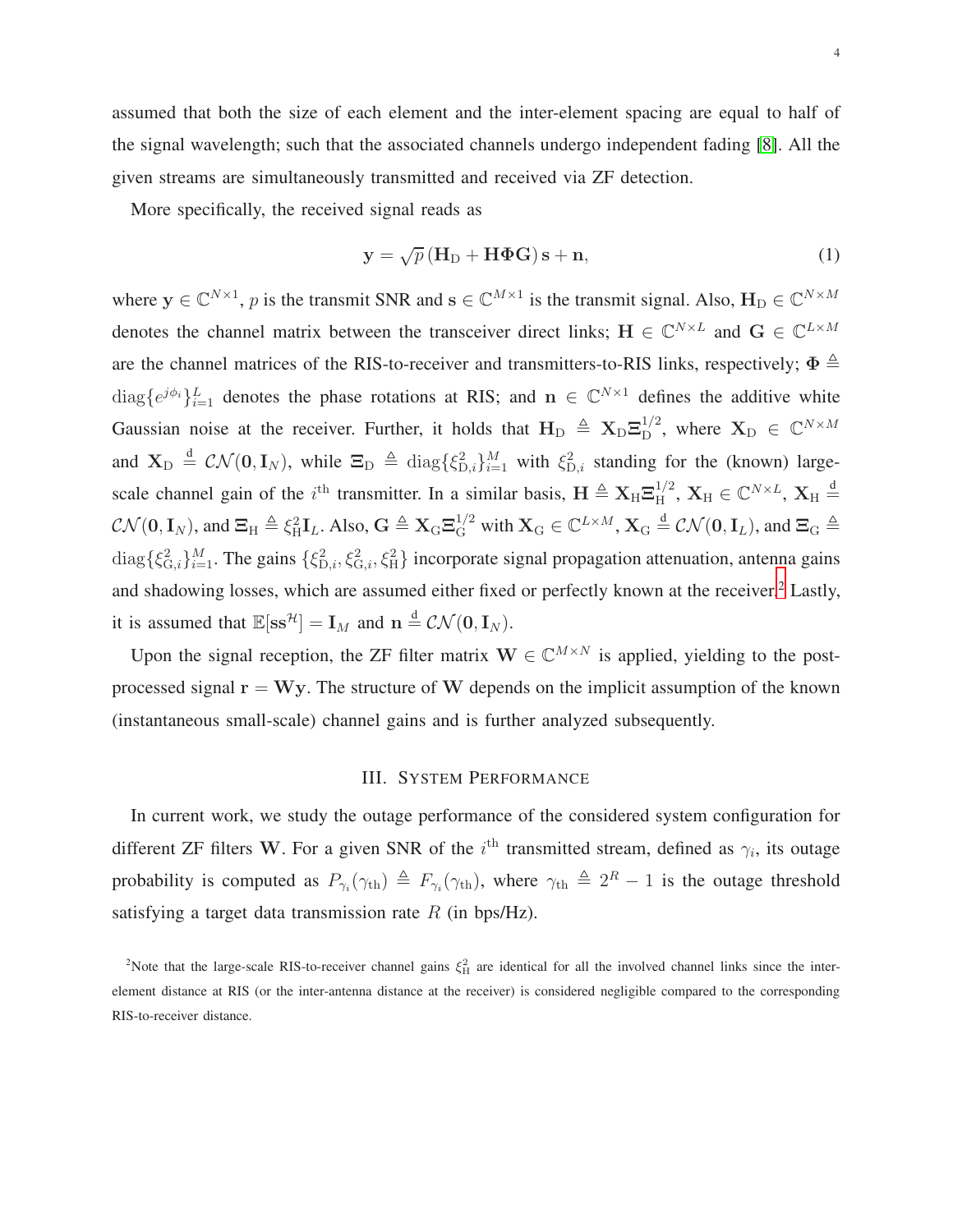assumed that both the size of each element and the inter-element spacing are equal to half of the signal wavelength; such that the associated channels undergo independent fading [8]. All the given streams are simultaneously transmitted and received via ZF detection.

More specifically, the received signal reads as

$$\mathbf{y} = \sqrt{p}\left(\mathbf{H}_{\mathrm{D}} + \mathbf{H}\mathbf{\Phi}\mathbf{G}\right)\mathbf{s} + \mathbf{n}, \tag{1}$$

where $\mathbf{y} \in \mathbb{C}^{N\times 1}$, $p$ is the transmit SNR and $\mathbf{s} \in \mathbb{C}^{M\times 1}$ is the transmit signal. Also, $\mathbf{H}_{\mathrm{D}} \in \mathbb{C}^{N\times M}$ denotes the channel matrix between the transceiver direct links; $\mathbf{H} \in \mathbb{C}^{N\times L}$ and $\mathbf{G} \in \mathbb{C}^{L\times M}$ are the channel matrices of the RIS-to-receiver and transmitters-to-RIS links, respectively; $\mathbf{\Phi} \triangleq \mathrm{diag}\{e^{j\phi_i}\}_{i=1}^{L}$ denotes the phase rotations at RIS; and $\mathbf{n} \in \mathbb{C}^{N\times 1}$ defines the additive white Gaussian noise at the receiver. Further, it holds that $\mathbf{H}_{\mathrm{D}} \triangleq \mathbf{X}_{\mathrm{D}}\mathbf{\Xi}_{\mathrm{D}}^{1/2}$, where $\mathbf{X}_{\mathrm{D}} \in \mathbb{C}^{N\times M}$ and $\mathbf{X}_{\mathrm{D}} \overset{\mathrm{d}}{=} \mathcal{CN}(\mathbf{0}, \mathbf{I}_N)$, while $\mathbf{\Xi}_{\mathrm{D}} \triangleq \mathrm{diag}\{\xi_{\mathrm{D},i}^2\}_{i=1}^{M}$ with $\xi_{\mathrm{D},i}^2$ standing for the (known) large-scale channel gain of the $i^{\mathrm{th}}$ transmitter. In a similar basis, $\mathbf{H} \triangleq \mathbf{X}_{\mathrm{H}}\mathbf{\Xi}_{\mathrm{H}}^{1/2}$, $\mathbf{X}_{\mathrm{H}} \in \mathbb{C}^{N\times L}$, $\mathbf{X}_{\mathrm{H}} \overset{\mathrm{d}}{=} \mathcal{CN}(\mathbf{0}, \mathbf{I}_N)$, and $\mathbf{\Xi}_{\mathrm{H}} \triangleq \xi_{\mathrm{H}}^2\mathbf{I}_L$. Also, $\mathbf{G} \triangleq \mathbf{X}_{\mathrm{G}}\mathbf{\Xi}_{\mathrm{G}}^{1/2}$ with $\mathbf{X}_{\mathrm{G}} \in \mathbb{C}^{L\times M}$, $\mathbf{X}_{\mathrm{G}} \overset{\mathrm{d}}{=} \mathcal{CN}(\mathbf{0}, \mathbf{I}_L)$, and $\mathbf{\Xi}_{\mathrm{G}} \triangleq \mathrm{diag}\{\xi_{\mathrm{G},i}^2\}_{i=1}^{M}$. The gains $\{\xi_{\mathrm{D},i}^2, \xi_{\mathrm{G},i}^2, \xi_{\mathrm{H}}^2\}$ incorporate signal propagation attenuation, antenna gains and shadowing losses, which are assumed either fixed or perfectly known at the receiver.[2] Lastly, it is assumed that $\mathbb{E}[\mathbf{s}\mathbf{s}^{\mathcal{H}}] = \mathbf{I}_M$ and $\mathbf{n} \overset{\mathrm{d}}{=} \mathcal{CN}(\mathbf{0}, \mathbf{I}_N)$.

Upon the signal reception, the ZF filter matrix $\mathbf{W} \in \mathbb{C}^{M\times N}$ is applied, yielding to the post-processed signal $\mathbf{r} = \mathbf{W}\mathbf{y}$. The structure of $\mathbf{W}$ depends on the implicit assumption of the known (instantaneous small-scale) channel gains and is further analyzed subsequently.

## III. System Performance

In current work, we study the outage performance of the considered system configuration for different ZF filters $\mathbf{W}$. For a given SNR of the $i^{\mathrm{th}}$ transmitted stream, defined as $\gamma_i$, its outage probability is computed as $P_{\gamma_i}(\gamma_{\mathrm{th}}) \triangleq F_{\gamma_i}(\gamma_{\mathrm{th}})$, where $\gamma_{\mathrm{th}} \triangleq 2^R - 1$ is the outage threshold satisfying a target data transmission rate $R$ (in bps/Hz).

[2] Note that the large-scale RIS-to-receiver channel gains $\xi_{\mathrm{H}}^2$ are identical for all the involved channel links since the inter-element distance at RIS (or the inter-antenna distance at the receiver) is considered negligible compared to the corresponding RIS-to-receiver distance.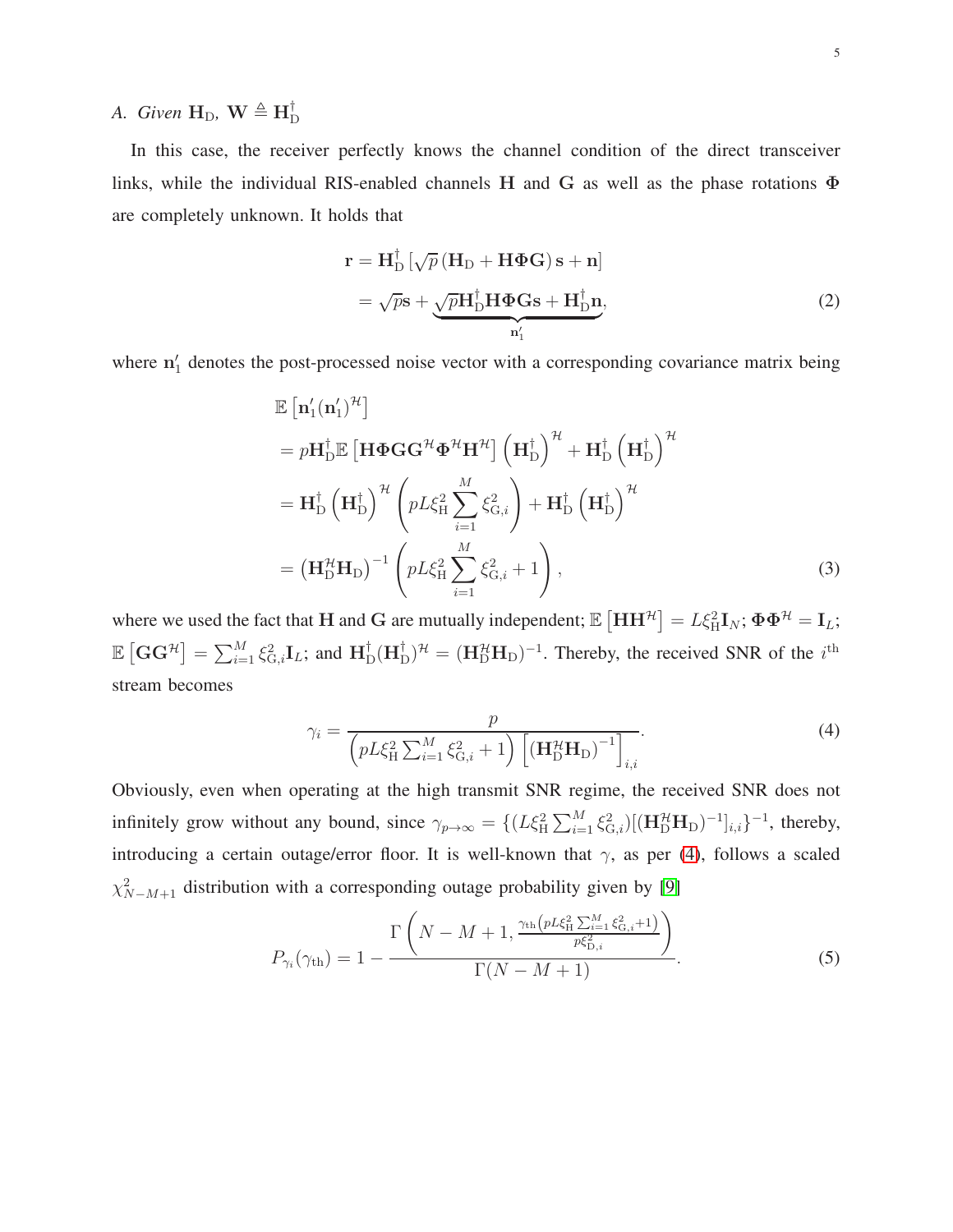### A. Given $\mathbf{H}_{\mathrm{D}}$, $\mathbf{W} \triangleq \mathbf{H}_{\mathrm{D}}^{\dagger}$

In this case, the receiver perfectly knows the channel condition of the direct transceiver links, while the individual RIS-enabled channels $\mathbf{H}$ and $\mathbf{G}$ as well as the phase rotations $\mathbf{\Phi}$ are completely unknown. It holds that

$$
\begin{aligned}
\mathbf{r} &= \mathbf{H}_{\mathrm{D}}^{\dagger}\left[\sqrt{p}\left(\mathbf{H}_{\mathrm{D}} + \mathbf{H}\mathbf{\Phi}\mathbf{G}\right)\mathbf{s} + \mathbf{n}\right] \\
&= \sqrt{p}\mathbf{s} + \underbrace{\sqrt{p}\mathbf{H}_{\mathrm{D}}^{\dagger}\mathbf{H}\mathbf{\Phi}\mathbf{G}\mathbf{s} + \mathbf{H}_{\mathrm{D}}^{\dagger}\mathbf{n}}_{\mathbf{n}_1'},
\end{aligned} \tag{2}
$$

where $\mathbf{n}_1'$ denotes the post-processed noise vector with a corresponding covariance matrix being

$$
\begin{aligned}
&\mathbb{E}\left[\mathbf{n}_1'(\mathbf{n}_1')^{\mathcal{H}}\right] \\
&= p\mathbf{H}_{\mathrm{D}}^{\dagger}\mathbb{E}\left[\mathbf{H}\mathbf{\Phi}\mathbf{G}\mathbf{G}^{\mathcal{H}}\mathbf{\Phi}^{\mathcal{H}}\mathbf{H}^{\mathcal{H}}\right]\left(\mathbf{H}_{\mathrm{D}}^{\dagger}\right)^{\mathcal{H}} + \mathbf{H}_{\mathrm{D}}^{\dagger}\left(\mathbf{H}_{\mathrm{D}}^{\dagger}\right)^{\mathcal{H}} \\
&= \mathbf{H}_{\mathrm{D}}^{\dagger}\left(\mathbf{H}_{\mathrm{D}}^{\dagger}\right)^{\mathcal{H}}\left(pL\xi_{\mathrm{H}}^2\sum_{i=1}^{M}\xi_{\mathrm{G},i}^2\right) + \mathbf{H}_{\mathrm{D}}^{\dagger}\left(\mathbf{H}_{\mathrm{D}}^{\dagger}\right)^{\mathcal{H}} \\
&= \left(\mathbf{H}_{\mathrm{D}}^{\mathcal{H}}\mathbf{H}_{\mathrm{D}}\right)^{-1}\left(pL\xi_{\mathrm{H}}^2\sum_{i=1}^{M}\xi_{\mathrm{G},i}^2 + 1\right),
\end{aligned} \tag{3}
$$

where we used the fact that $\mathbf{H}$ and $\mathbf{G}$ are mutually independent; $\mathbb{E}\left[\mathbf{H}\mathbf{H}^{\mathcal{H}}\right] = L\xi_{\mathrm{H}}^2\mathbf{I}_N$; $\mathbf{\Phi}\mathbf{\Phi}^{\mathcal{H}} = \mathbf{I}_L$; $\mathbb{E}\left[\mathbf{G}\mathbf{G}^{\mathcal{H}}\right] = \sum_{i=1}^{M}\xi_{\mathrm{G},i}^2\mathbf{I}_L$; and $\mathbf{H}_{\mathrm{D}}^{\dagger}(\mathbf{H}_{\mathrm{D}}^{\dagger})^{\mathcal{H}} = (\mathbf{H}_{\mathrm{D}}^{\mathcal{H}}\mathbf{H}_{\mathrm{D}})^{-1}$. Thereby, the received SNR of the $i^{\text{th}}$ stream becomes

$$
\gamma_i = \frac{p}{\left(pL\xi_{\mathrm{H}}^2\sum_{i=1}^{M}\xi_{\mathrm{G},i}^2 + 1\right)\left[\left(\mathbf{H}_{\mathrm{D}}^{\mathcal{H}}\mathbf{H}_{\mathrm{D}}\right)^{-1}\right]_{i,i}}. \tag{4}
$$

Obviously, even when operating at the high transmit SNR regime, the received SNR does not infinitely grow without any bound, since $\gamma_{p\rightarrow\infty} = \{(L\xi_{\mathrm{H}}^2\sum_{i=1}^{M}\xi_{\mathrm{G},i}^2)[(\mathbf{H}_{\mathrm{D}}^{\mathcal{H}}\mathbf{H}_{\mathrm{D}})^{-1}]_{i,i}\}^{-1}$, thereby, introducing a certain outage/error floor. It is well-known that $\gamma$, as per (4), follows a scaled $\chi_{N-M+1}^2$ distribution with a corresponding outage probability given by [9]

$$
P_{\gamma_i}(\gamma_{\mathrm{th}}) = 1 - \frac{\Gamma\left(N-M+1, \frac{\gamma_{\mathrm{th}}\left(pL\xi_{\mathrm{H}}^2\sum_{i=1}^{M}\xi_{\mathrm{G},i}^2+1\right)}{p\xi_{\mathrm{D},i}^2}\right)}{\Gamma(N-M+1)}. \tag{5}
$$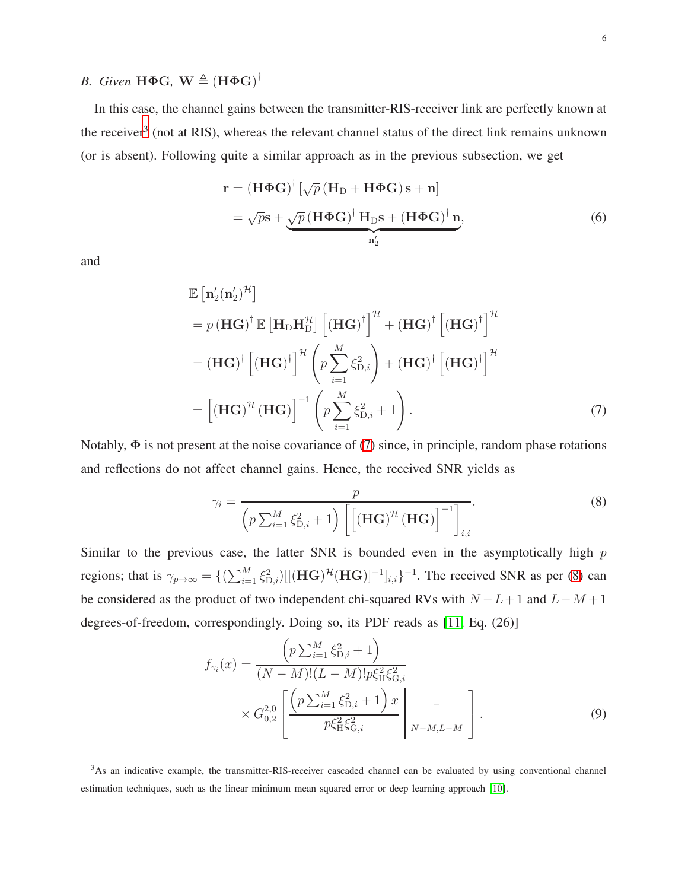### B. Given $\mathbf{H\Phi G}$, $\mathbf{W} \triangleq (\mathbf{H\Phi G})^{\dagger}$

In this case, the channel gains between the transmitter-RIS-receiver link are perfectly known at the receiver[3] (not at RIS), whereas the relevant channel status of the direct link remains unknown (or is absent). Following quite a similar approach as in the previous subsection, we get

$$
\begin{aligned}
\mathbf{r} &= (\mathbf{H\Phi G})^{\dagger}\left[\sqrt{p}\left(\mathbf{H}_{\mathrm{D}}+\mathbf{H\Phi G}\right)\mathbf{s}+\mathbf{n}\right] \\
&= \sqrt{p}\mathbf{s} + \underbrace{\sqrt{p}\,(\mathbf{H\Phi G})^{\dagger}\mathbf{H}_{\mathrm{D}}\mathbf{s} + (\mathbf{H\Phi G})^{\dagger}\mathbf{n}}_{\mathbf{n}_2'},
\end{aligned} \tag{6}
$$

and

$$
\begin{aligned}
&\mathbb{E}\left[\mathbf{n}_2'(\mathbf{n}_2')^{\mathcal{H}}\right] \\
&= p\,(\mathbf{HG})^{\dagger}\,\mathbb{E}\left[\mathbf{H}_{\mathrm{D}}\mathbf{H}_{\mathrm{D}}^{\mathcal{H}}\right]\left[(\mathbf{HG})^{\dagger}\right]^{\mathcal{H}} + (\mathbf{HG})^{\dagger}\left[(\mathbf{HG})^{\dagger}\right]^{\mathcal{H}} \\
&= (\mathbf{HG})^{\dagger}\left[(\mathbf{HG})^{\dagger}\right]^{\mathcal{H}}\left(p\sum_{i=1}^{M}\xi_{\mathrm{D},i}^2\right) + (\mathbf{HG})^{\dagger}\left[(\mathbf{HG})^{\dagger}\right]^{\mathcal{H}} \\
&= \left[(\mathbf{HG})^{\mathcal{H}}(\mathbf{HG})\right]^{-1}\left(p\sum_{i=1}^{M}\xi_{\mathrm{D},i}^2+1\right).
\end{aligned} \tag{7}
$$

Notably, $\mathbf{\Phi}$ is not present at the noise covariance of (7) since, in principle, random phase rotations and reflections do not affect channel gains. Hence, the received SNR yields as

$$
\gamma_i = \frac{p}{\left(p\sum_{i=1}^{M}\xi_{\mathrm{D},i}^2+1\right)\left[\left[(\mathbf{HG})^{\mathcal{H}}(\mathbf{HG})\right]^{-1}\right]_{i,i}}. \tag{8}
$$

Similar to the previous case, the latter SNR is bounded even in the asymptotically high $p$ regions; that is $\gamma_{p\rightarrow\infty} = \{(\sum_{i=1}^{M}\xi_{\mathrm{D},i}^2)[[(\mathbf{HG})^{\mathcal{H}}(\mathbf{HG})]^{-1}]_{i,i}\}^{-1}$. The received SNR as per (8) can be considered as the product of two independent chi-squared RVs with $N-L+1$ and $L-M+1$ degrees-of-freedom, correspondingly. Doing so, its PDF reads as [11, Eq. (26)]

$$
\begin{aligned}
f_{\gamma_i}(x) = &\frac{\left(p\sum_{i=1}^{M}\xi_{\mathrm{D},i}^2+1\right)}{(N-M)!(L-M)!p\xi_{\mathrm{H}}^2\xi_{\mathrm{G},i}^2} \\
&\times G_{0,2}^{2,0}\left[\frac{\left(p\sum_{i=1}^{M}\xi_{\mathrm{D},i}^2+1\right)x}{p\xi_{\mathrm{H}}^2\xi_{\mathrm{G},i}^2}\,\middle|\,\begin{matrix}-\\ N-M,L-M\end{matrix}\right].
\end{aligned} \tag{9}
$$

[3] As an indicative example, the transmitter-RIS-receiver cascaded channel can be evaluated by using conventional channel estimation techniques, such as the linear minimum mean squared error or deep learning approach [10].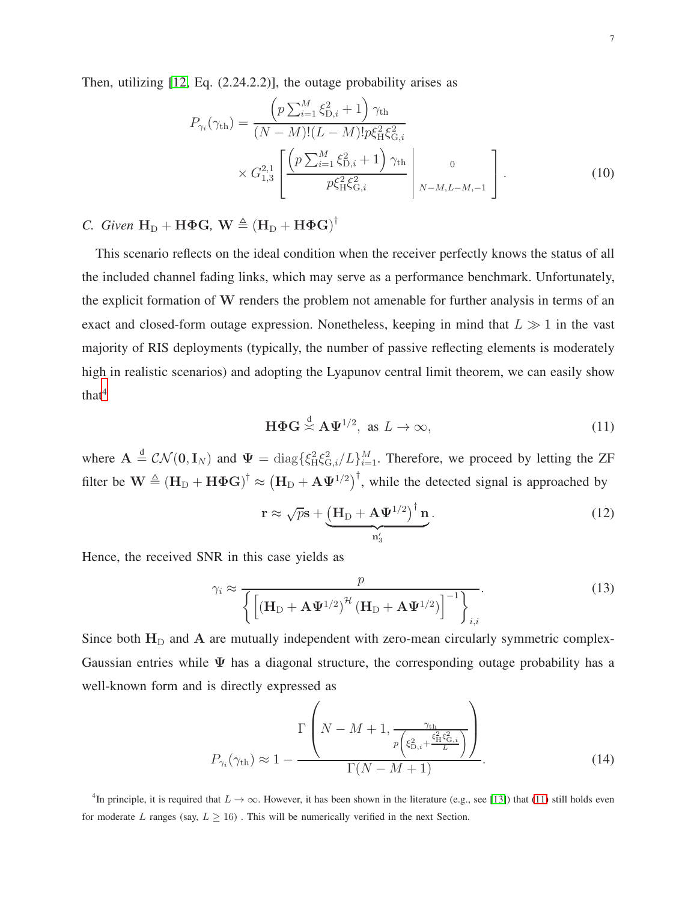Then, utilizing [12, Eq. (2.24.2.2)], the outage probability arises as

$$
\begin{aligned}
P_{\gamma_i}(\gamma_{\text{th}}) = & \frac{\left(p\sum_{i=1}^{M}\xi_{\text{D},i}^2+1\right)\gamma_{\text{th}}}{(N-M)!(L-M)!p\xi_{\text{H}}^2\xi_{\text{G},i}^2} \\
& \times G_{1,3}^{2,1}\left[\frac{\left(p\sum_{i=1}^{M}\xi_{\text{D},i}^2+1\right)\gamma_{\text{th}}}{p\xi_{\text{H}}^2\xi_{\text{G},i}^2}\ \middle|\ \begin{matrix} 0 \\ N-M, L-M, -1\end{matrix}\right].
\end{aligned}
\tag{10}
$$

### C. *Given* $\mathbf{H}_{\text{D}}+\mathbf{H}\mathbf{\Phi}\mathbf{G}$, $\mathbf{W}\triangleq(\mathbf{H}_{\text{D}}+\mathbf{H}\mathbf{\Phi}\mathbf{G})^{\dagger}$

This scenario reflects on the ideal condition when the receiver perfectly knows the status of all the included channel fading links, which may serve as a performance benchmark. Unfortunately, the explicit formation of $\mathbf{W}$ renders the problem not amenable for further analysis in terms of an exact and closed-form outage expression. Nonetheless, keeping in mind that $L \gg 1$ in the vast majority of RIS deployments (typically, the number of passive reflecting elements is moderately high in realistic scenarios) and adopting the Lyapunov central limit theorem, we can easily show that[4]

$$
\mathbf{H}\mathbf{\Phi}\mathbf{G} \overset{\text{d}}{\asymp} \mathbf{A}\mathbf{\Psi}^{1/2},\ \text{as}\ L\rightarrow\infty,
\tag{11}
$$

where $\mathbf{A}\overset{\text{d}}{=}\mathcal{CN}(\mathbf{0},\mathbf{I}_N)$ and $\mathbf{\Psi}=\text{diag}\{\xi_{\text{H}}^2\xi_{\text{G},i}^2/L\}_{i=1}^{M}$. Therefore, we proceed by letting the ZF filter be $\mathbf{W}\triangleq(\mathbf{H}_{\text{D}}+\mathbf{H}\mathbf{\Phi}\mathbf{G})^{\dagger}\approx\left(\mathbf{H}_{\text{D}}+\mathbf{A}\mathbf{\Psi}^{1/2}\right)^{\dagger}$, while the detected signal is approached by

$$
\mathbf{r}\approx\sqrt{p}\mathbf{s}+\underbrace{\left(\mathbf{H}_{\text{D}}+\mathbf{A}\mathbf{\Psi}^{1/2}\right)^{\dagger}\mathbf{n}}_{\mathbf{n}_3'}.
\tag{12}
$$

Hence, the received SNR in this case yields as

$$
\gamma_i\approx\frac{p}{\left\{\left[\left(\mathbf{H}_{\text{D}}+\mathbf{A}\mathbf{\Psi}^{1/2}\right)^{\mathcal{H}}\left(\mathbf{H}_{\text{D}}+\mathbf{A}\mathbf{\Psi}^{1/2}\right)\right]^{-1}\right\}_{i,i}}.
\tag{13}
$$

Since both $\mathbf{H}_{\text{D}}$ and $\mathbf{A}$ are mutually independent with zero-mean circularly symmetric complex-Gaussian entries while $\mathbf{\Psi}$ has a diagonal structure, the corresponding outage probability has a well-known form and is directly expressed as

$$
P_{\gamma_i}(\gamma_{\text{th}})\approx 1-\frac{\Gamma\left(N-M+1,\frac{\gamma_{\text{th}}}{p\left(\xi_{\text{D},i}^2+\frac{\xi_{\text{H}}^2\xi_{\text{G},i}^2}{L}\right)}\right)}{\Gamma(N-M+1)}.
\tag{14}
$$

[4]In principle, it is required that $L\rightarrow\infty$. However, it has been shown in the literature (e.g., see [13]) that (11) still holds even for moderate $L$ ranges (say, $L\geq 16$) . This will be numerically verified in the next Section.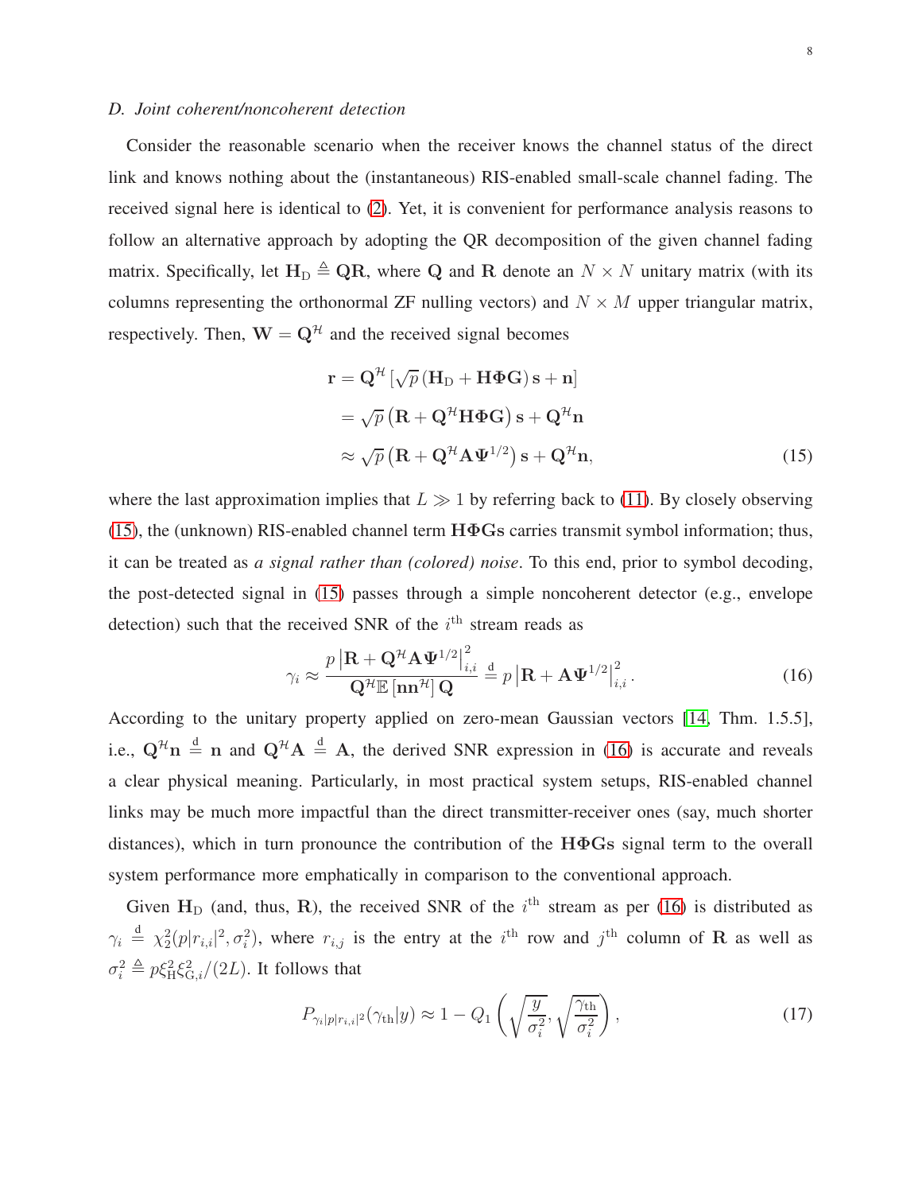### D. Joint coherent/noncoherent detection

Consider the reasonable scenario when the receiver knows the channel status of the direct link and knows nothing about the (instantaneous) RIS-enabled small-scale channel fading. The received signal here is identical to (2). Yet, it is convenient for performance analysis reasons to follow an alternative approach by adopting the QR decomposition of the given channel fading matrix. Specifically, let $\mathbf{H}_{\mathrm{D}} \triangleq \mathbf{Q}\mathbf{R}$, where $\mathbf{Q}$ and $\mathbf{R}$ denote an $N \times N$ unitary matrix (with its columns representing the orthonormal ZF nulling vectors) and $N \times M$ upper triangular matrix, respectively. Then, $\mathbf{W} = \mathbf{Q}^{\mathcal{H}}$ and the received signal becomes

$$
\begin{aligned}
\mathbf{r} &= \mathbf{Q}^{\mathcal{H}}\left[\sqrt{p}\left(\mathbf{H}_{\mathrm{D}} + \mathbf{H}\mathbf{\Phi}\mathbf{G}\right)\mathbf{s} + \mathbf{n}\right] \\
&= \sqrt{p}\left(\mathbf{R} + \mathbf{Q}^{\mathcal{H}}\mathbf{H}\mathbf{\Phi}\mathbf{G}\right)\mathbf{s} + \mathbf{Q}^{\mathcal{H}}\mathbf{n} \\
&\approx \sqrt{p}\left(\mathbf{R} + \mathbf{Q}^{\mathcal{H}}\mathbf{A}\mathbf{\Psi}^{1/2}\right)\mathbf{s} + \mathbf{Q}^{\mathcal{H}}\mathbf{n},
\end{aligned}
\tag{15}
$$

where the last approximation implies that $L \gg 1$ by referring back to (11). By closely observing (15), the (unknown) RIS-enabled channel term $\mathbf{H}\mathbf{\Phi}\mathbf{G}\mathbf{s}$ carries transmit symbol information; thus, it can be treated as *a signal rather than (colored) noise*. To this end, prior to symbol decoding, the post-detected signal in (15) passes through a simple noncoherent detector (e.g., envelope detection) such that the received SNR of the $i^{\text{th}}$ stream reads as

$$
\gamma_i \approx \frac{p\left|\mathbf{R} + \mathbf{Q}^{\mathcal{H}}\mathbf{A}\mathbf{\Psi}^{1/2}\right|^2_{i,i}}{\mathbf{Q}^{\mathcal{H}}\mathbb{E}\left[\mathbf{n}\mathbf{n}^{\mathcal{H}}\right]\mathbf{Q}} \overset{\mathrm{d}}{=} p\left|\mathbf{R} + \mathbf{A}\mathbf{\Psi}^{1/2}\right|^2_{i,i}. \tag{16}
$$

According to the unitary property applied on zero-mean Gaussian vectors [14, Thm. 1.5.5], i.e., $\mathbf{Q}^{\mathcal{H}}\mathbf{n} \overset{\mathrm{d}}{=} \mathbf{n}$ and $\mathbf{Q}^{\mathcal{H}}\mathbf{A} \overset{\mathrm{d}}{=} \mathbf{A}$, the derived SNR expression in (16) is accurate and reveals a clear physical meaning. Particularly, in most practical system setups, RIS-enabled channel links may be much more impactful than the direct transmitter-receiver ones (say, much shorter distances), which in turn pronounce the contribution of the $\mathbf{H}\mathbf{\Phi}\mathbf{G}\mathbf{s}$ signal term to the overall system performance more emphatically in comparison to the conventional approach.

Given $\mathbf{H}_{\mathrm{D}}$ (and, thus, $\mathbf{R}$), the received SNR of the $i^{\text{th}}$ stream as per (16) is distributed as $\gamma_i \overset{\mathrm{d}}{=} \chi^2_2(p|r_{i,i}|^2, \sigma_i^2)$, where $r_{i,j}$ is the entry at the $i^{\text{th}}$ row and $j^{\text{th}}$ column of $\mathbf{R}$ as well as $\sigma_i^2 \triangleq p\xi^2_{\mathrm{H}}\xi^2_{\mathrm{G},i}/(2L)$. It follows that

$$
P_{\gamma_i|p|r_{i,i}|^2}(\gamma_{\mathrm{th}}|y) \approx 1 - Q_1\left(\sqrt{\frac{y}{\sigma_i^2}}, \sqrt{\frac{\gamma_{\mathrm{th}}}{\sigma_i^2}}\right), \tag{17}
$$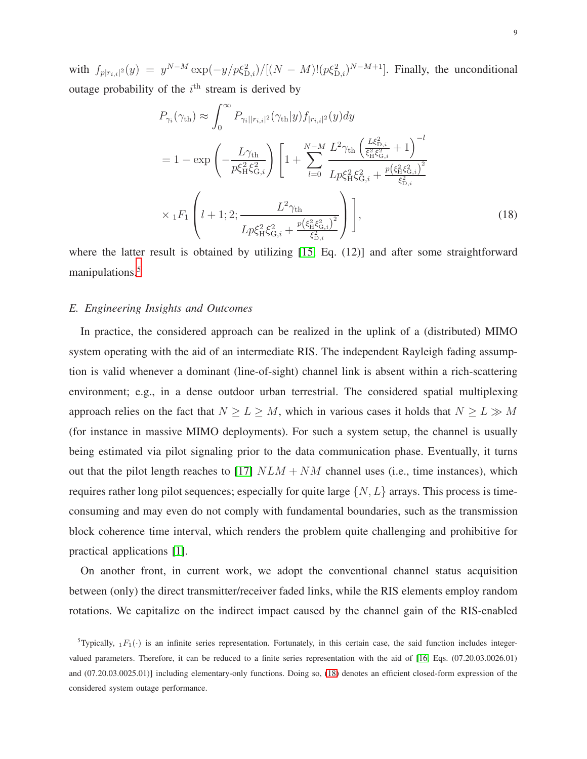with $f_{p|r_{i,i}|^2}(y) = y^{N-M}\exp(-y/p\xi^2_{\text{D},i})/[(N-M)!(p\xi^2_{\text{D},i})^{N-M+1}]$. Finally, the unconditional outage probability of the $i^{\text{th}}$ stream is derived by

$$
\begin{aligned}
P_{\gamma_i}(\gamma_{\text{th}}) &\approx \int_0^\infty P_{\gamma_i||r_{i,i}|^2}(\gamma_{\text{th}}|y) f_{|r_{i,i}|^2}(y)dy \\
&= 1-\exp\left(-\frac{L\gamma_{\text{th}}}{p\xi^2_{\text{H}}\xi^2_{\text{G},i}}\right)\left[1+\sum_{l=0}^{N-M}\frac{L^2\gamma_{\text{th}}\left(\frac{L\xi^2_{\text{D},i}}{\xi^2_{\text{H}}\xi^2_{\text{G},i}}+1\right)^{-l}}{Lp\xi^2_{\text{H}}\xi^2_{\text{G},i}+\frac{p\left(\xi^2_{\text{H}}\xi^2_{\text{G},i}\right)^2}{\xi^2_{\text{D},i}}}\right. \\
&\quad \left.\times\, {}_1F_1\left(l+1;2;\frac{L^2\gamma_{\text{th}}}{Lp\xi^2_{\text{H}}\xi^2_{\text{G},i}+\frac{p\left(\xi^2_{\text{H}}\xi^2_{\text{G},i}\right)^2}{\xi^2_{\text{D},i}}}\right)\right],
\end{aligned} \tag{18}
$$

where the latter result is obtained by utilizing [15, Eq. (12)] and after some straightforward manipulations.[5]

### E. Engineering Insights and Outcomes

In practice, the considered approach can be realized in the uplink of a (distributed) MIMO system operating with the aid of an intermediate RIS. The independent Rayleigh fading assumption is valid whenever a dominant (line-of-sight) channel link is absent within a rich-scattering environment; e.g., in a dense outdoor urban terrestrial. The considered spatial multiplexing approach relies on the fact that $N \geq L \geq M$, which in various cases it holds that $N \geq L \gg M$ (for instance in massive MIMO deployments). For such a system setup, the channel is usually being estimated via pilot signaling prior to the data communication phase. Eventually, it turns out that the pilot length reaches to [17] $NLM + NM$ channel uses (i.e., time instances), which requires rather long pilot sequences; especially for quite large $\{N, L\}$ arrays. This process is time-consuming and may even do not comply with fundamental boundaries, such as the transmission block coherence time interval, which renders the problem quite challenging and prohibitive for practical applications [1].

On another front, in current work, we adopt the conventional channel status acquisition between (only) the direct transmitter/receiver faded links, while the RIS elements employ random rotations. We capitalize on the indirect impact caused by the channel gain of the RIS-enabled

[5] Typically, ${}_1F_1(\cdot)$ is an infinite series representation. Fortunately, in this certain case, the said function includes integer-valued parameters. Therefore, it can be reduced to a finite series representation with the aid of [16, Eqs. (07.20.03.0026.01) and (07.20.03.0025.01)] including elementary-only functions. Doing so, (18) denotes an efficient closed-form expression of the considered system outage performance.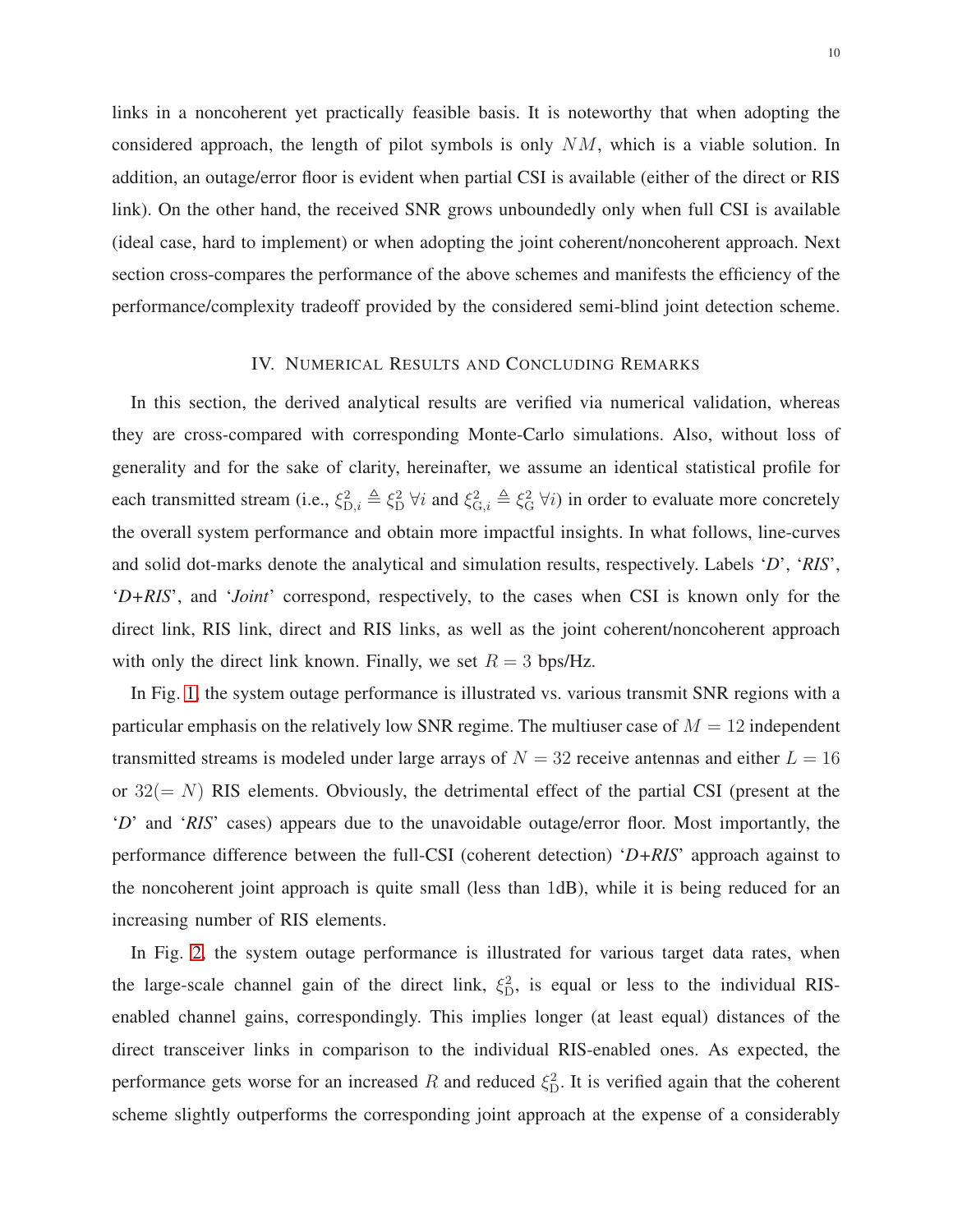links in a noncoherent yet practically feasible basis. It is noteworthy that when adopting the considered approach, the length of pilot symbols is only $NM$, which is a viable solution. In addition, an outage/error floor is evident when partial CSI is available (either of the direct or RIS link). On the other hand, the received SNR grows unboundedly only when full CSI is available (ideal case, hard to implement) or when adopting the joint coherent/noncoherent approach. Next section cross-compares the performance of the above schemes and manifests the efficiency of the performance/complexity tradeoff provided by the considered semi-blind joint detection scheme.

## IV. Numerical Results and Concluding Remarks

In this section, the derived analytical results are verified via numerical validation, whereas they are cross-compared with corresponding Monte-Carlo simulations. Also, without loss of generality and for the sake of clarity, hereinafter, we assume an identical statistical profile for each transmitted stream (i.e., $\xi^2_{\mathrm{D},i} \triangleq \xi^2_{\mathrm{D}}\ \forall i$ and $\xi^2_{\mathrm{G},i} \triangleq \xi^2_{\mathrm{G}}\ \forall i$) in order to evaluate more concretely the overall system performance and obtain more impactful insights. In what follows, line-curves and solid dot-marks denote the analytical and simulation results, respectively. Labels '*D*', '*RIS*', '*D+RIS*', and '*Joint*' correspond, respectively, to the cases when CSI is known only for the direct link, RIS link, direct and RIS links, as well as the joint coherent/noncoherent approach with only the direct link known. Finally, we set $R = 3$ bps/Hz.

In Fig. 1, the system outage performance is illustrated vs. various transmit SNR regions with a particular emphasis on the relatively low SNR regime. The multiuser case of $M = 12$ independent transmitted streams is modeled under large arrays of $N = 32$ receive antennas and either $L = 16$ or $32 (= N)$ RIS elements. Obviously, the detrimental effect of the partial CSI (present at the '*D*' and '*RIS*' cases) appears due to the unavoidable outage/error floor. Most importantly, the performance difference between the full-CSI (coherent detection) '*D+RIS*' approach against to the noncoherent joint approach is quite small (less than 1dB), while it is being reduced for an increasing number of RIS elements.

In Fig. 2, the system outage performance is illustrated for various target data rates, when the large-scale channel gain of the direct link, $\xi^2_{\mathrm{D}}$, is equal or less to the individual RIS-enabled channel gains, correspondingly. This implies longer (at least equal) distances of the direct transceiver links in comparison to the individual RIS-enabled ones. As expected, the performance gets worse for an increased $R$ and reduced $\xi^2_{\mathrm{D}}$. It is verified again that the coherent scheme slightly outperforms the corresponding joint approach at the expense of a considerably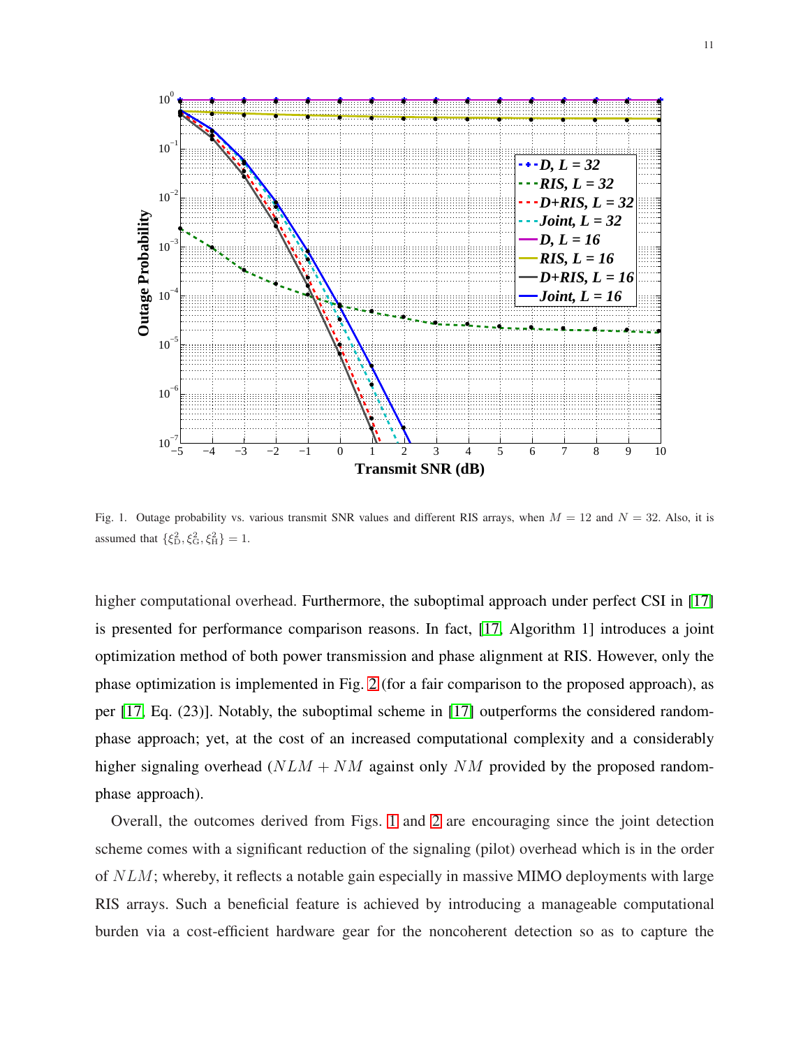Outage Probability

Transmit SNR (dB)

$10^0$
$10^{-1}$
$10^{-2}$
$10^{-3}$
$10^{-4}$
$10^{-5}$
$10^{-6}$
$10^{-7}$

−5 −4 −3 −2 −1 0 1 2 3 4 5 6 7 8 9 10

*D, L = 32*
*RIS, L = 32*
*D+RIS, L = 32*
*Joint, L = 32*
*D, L = 16*
*RIS, L = 16*
*D+RIS, L = 16*
*Joint, L = 16*

Fig. 1. Outage probability vs. various transmit SNR values and different RIS arrays, when $M = 12$ and $N = 32$. Also, it is assumed that $\{\xi^2_{\rm D}, \xi^2_{\rm G}, \xi^2_{\rm H}\} = 1$.

higher computational overhead. Furthermore, the suboptimal approach under perfect CSI in [17] is presented for performance comparison reasons. In fact, [17, Algorithm 1] introduces a joint optimization method of both power transmission and phase alignment at RIS. However, only the phase optimization is implemented in Fig. 2 (for a fair comparison to the proposed approach), as per [17, Eq. (23)]. Notably, the suboptimal scheme in [17] outperforms the considered random-phase approach; yet, at the cost of an increased computational complexity and a considerably higher signaling overhead ($NLM + NM$ against only $NM$ provided by the proposed random-phase approach).

Overall, the outcomes derived from Figs. 1 and 2 are encouraging since the joint detection scheme comes with a significant reduction of the signaling (pilot) overhead which is in the order of $NLM$; whereby, it reflects a notable gain especially in massive MIMO deployments with large RIS arrays. Such a beneficial feature is achieved by introducing a manageable computational burden via a cost-efficient hardware gear for the noncoherent detection so as to capture the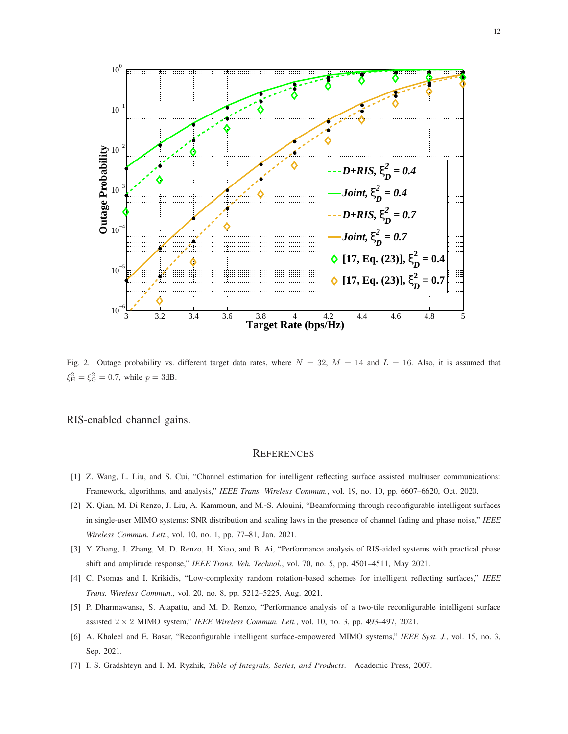Outage Probability

Target Rate (bps/Hz)

$10^0$

$10^{-1}$

$10^{-2}$

$10^{-3}$

$10^{-4}$

$10^{-5}$

$10^{-6}$

3 3.2 3.4 3.6 3.8 4 4.2 4.4 4.6 4.8 5

D+RIS, $\xi_D^2$ = 0.4

Joint, $\xi_D^2$ = 0.4

D+RIS, $\xi_D^2$ = 0.7

Joint, $\xi_D^2$ = 0.7

[17, Eq. (23)], $\xi_D^2$ = 0.4

[17, Eq. (23)], $\xi_D^2$ = 0.7

Fig. 2. Outage probability vs. different target data rates, where $N = 32$, $M = 14$ and $L = 16$. Also, it is assumed that $\xi_{\rm H}^2 = \xi_{\rm G}^2 = 0.7$, while $p = 3$dB.

RIS-enabled channel gains.

## References

[1] Z. Wang, L. Liu, and S. Cui, "Channel estimation for intelligent reflecting surface assisted multiuser communications: Framework, algorithms, and analysis," *IEEE Trans. Wireless Commun.*, vol. 19, no. 10, pp. 6607–6620, Oct. 2020.

[2] X. Qian, M. Di Renzo, J. Liu, A. Kammoun, and M.-S. Alouini, "Beamforming through reconfigurable intelligent surfaces in single-user MIMO systems: SNR distribution and scaling laws in the presence of channel fading and phase noise," *IEEE Wireless Commun. Lett.*, vol. 10, no. 1, pp. 77–81, Jan. 2021.

[3] Y. Zhang, J. Zhang, M. D. Renzo, H. Xiao, and B. Ai, "Performance analysis of RIS-aided systems with practical phase shift and amplitude response," *IEEE Trans. Veh. Technol.*, vol. 70, no. 5, pp. 4501–4511, May 2021.

[4] C. Psomas and I. Krikidis, "Low-complexity random rotation-based schemes for intelligent reflecting surfaces," *IEEE Trans. Wireless Commun.*, vol. 20, no. 8, pp. 5212–5225, Aug. 2021.

[5] P. Dharmawansa, S. Atapattu, and M. D. Renzo, "Performance analysis of a two-tile reconfigurable intelligent surface assisted $2 \times 2$ MIMO system," *IEEE Wireless Commun. Lett.*, vol. 10, no. 3, pp. 493–497, 2021.

[6] A. Khaleel and E. Basar, "Reconfigurable intelligent surface-empowered MIMO systems," *IEEE Syst. J.*, vol. 15, no. 3, Sep. 2021.

[7] I. S. Gradshteyn and I. M. Ryzhik, *Table of Integrals, Series, and Products*. Academic Press, 2007.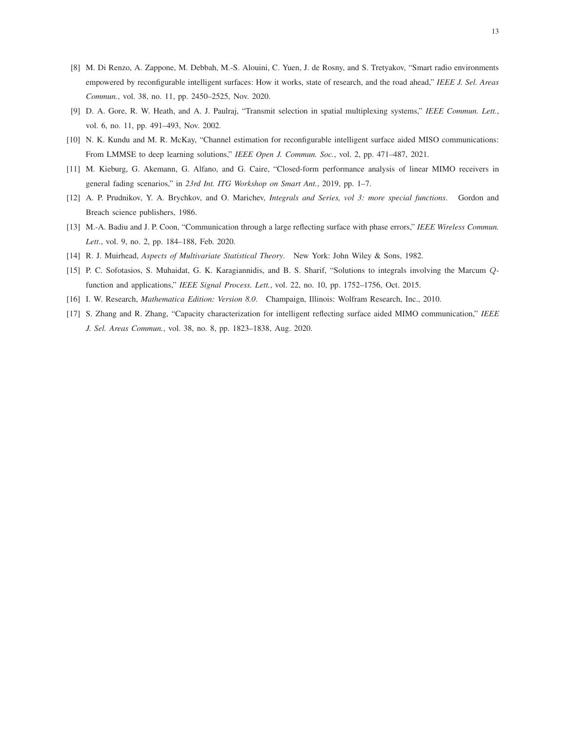[8] M. Di Renzo, A. Zappone, M. Debbah, M.-S. Alouini, C. Yuen, J. de Rosny, and S. Tretyakov, "Smart radio environments empowered by reconfigurable intelligent surfaces: How it works, state of research, and the road ahead," *IEEE J. Sel. Areas Commun.*, vol. 38, no. 11, pp. 2450–2525, Nov. 2020.

[9] D. A. Gore, R. W. Heath, and A. J. Paulraj, "Transmit selection in spatial multiplexing systems," *IEEE Commun. Lett.*, vol. 6, no. 11, pp. 491–493, Nov. 2002.

[10] N. K. Kundu and M. R. McKay, "Channel estimation for reconfigurable intelligent surface aided MISO communications: From LMMSE to deep learning solutions," *IEEE Open J. Commun. Soc.*, vol. 2, pp. 471–487, 2021.

[11] M. Kieburg, G. Akemann, G. Alfano, and G. Caire, "Closed-form performance analysis of linear MIMO receivers in general fading scenarios," in *23rd Int. ITG Workshop on Smart Ant.*, 2019, pp. 1–7.

[12] A. P. Prudnikov, Y. A. Brychkov, and O. Marichev, *Integrals and Series, vol 3: more special functions*. Gordon and Breach science publishers, 1986.

[13] M.-A. Badiu and J. P. Coon, "Communication through a large reflecting surface with phase errors," *IEEE Wireless Commun. Lett.*, vol. 9, no. 2, pp. 184–188, Feb. 2020.

[14] R. J. Muirhead, *Aspects of Multivariate Statistical Theory*. New York: John Wiley & Sons, 1982.

[15] P. C. Sofotasios, S. Muhaidat, G. K. Karagiannidis, and B. S. Sharif, "Solutions to integrals involving the Marcum $Q$-function and applications," *IEEE Signal Process. Lett.*, vol. 22, no. 10, pp. 1752–1756, Oct. 2015.

[16] I. W. Research, *Mathematica Edition: Version 8.0*. Champaign, Illinois: Wolfram Research, Inc., 2010.

[17] S. Zhang and R. Zhang, "Capacity characterization for intelligent reflecting surface aided MIMO communication," *IEEE J. Sel. Areas Commun.*, vol. 38, no. 8, pp. 1823–1838, Aug. 2020.